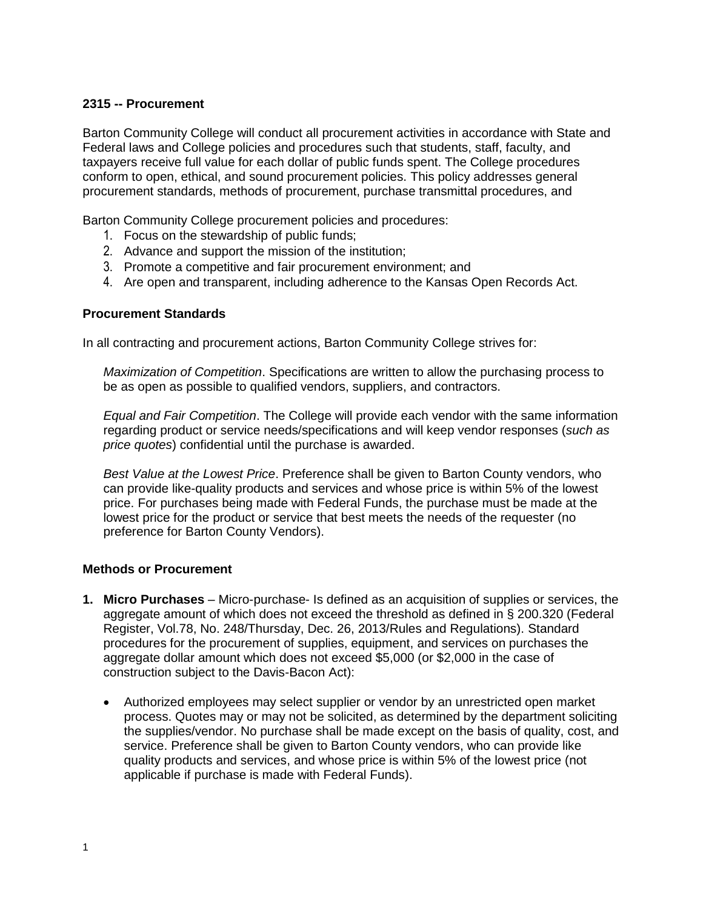## 2315 -- Procurement

Barton Community College will conduct all procurement activities in accordance with State and Federal laws and College policies and procedures such that students, staff, faculty, and taxpayers receive full value for each dollar of public funds spent. The College procedures conform to open, ethical, and sound procurement policies. This policy addresses general procurement standards, methods of procurement, purchase transmittal procedures, and

Barton Community College procurement policies and procedures:

1. Focus on the stewardship of public funds;
2. Advance and support the mission of the institution;
3. Promote a competitive and fair procurement environment; and
4. Are open and transparent, including adherence to the Kansas Open Records Act.

### Procurement Standards

In all contracting and procurement actions, Barton Community College strives for:

*Maximization of Competition*. Specifications are written to allow the purchasing process to be as open as possible to qualified vendors, suppliers, and contractors.

*Equal and Fair Competition*. The College will provide each vendor with the same information regarding product or service needs/specifications and will keep vendor responses (*such as price quotes*) confidential until the purchase is awarded.

*Best Value at the Lowest Price*. Preference shall be given to Barton County vendors, who can provide like-quality products and services and whose price is within 5% of the lowest price. For purchases being made with Federal Funds, the purchase must be made at the lowest price for the product or service that best meets the needs of the requester (no preference for Barton County Vendors).

### Methods or Procurement

1. **Micro Purchases** – Micro-purchase- Is defined as an acquisition of supplies or services, the aggregate amount of which does not exceed the threshold as defined in § 200.320 (Federal Register, Vol.78, No. 248/Thursday, Dec. 26, 2013/Rules and Regulations). Standard procedures for the procurement of supplies, equipment, and services on purchases the aggregate dollar amount which does not exceed $5,000 (or $2,000 in the case of construction subject to the Davis-Bacon Act):

   - Authorized employees may select supplier or vendor by an unrestricted open market process. Quotes may or may not be solicited, as determined by the department soliciting the supplies/vendor. No purchase shall be made except on the basis of quality, cost, and service. Preference shall be given to Barton County vendors, who can provide like quality products and services, and whose price is within 5% of the lowest price (not applicable if purchase is made with Federal Funds).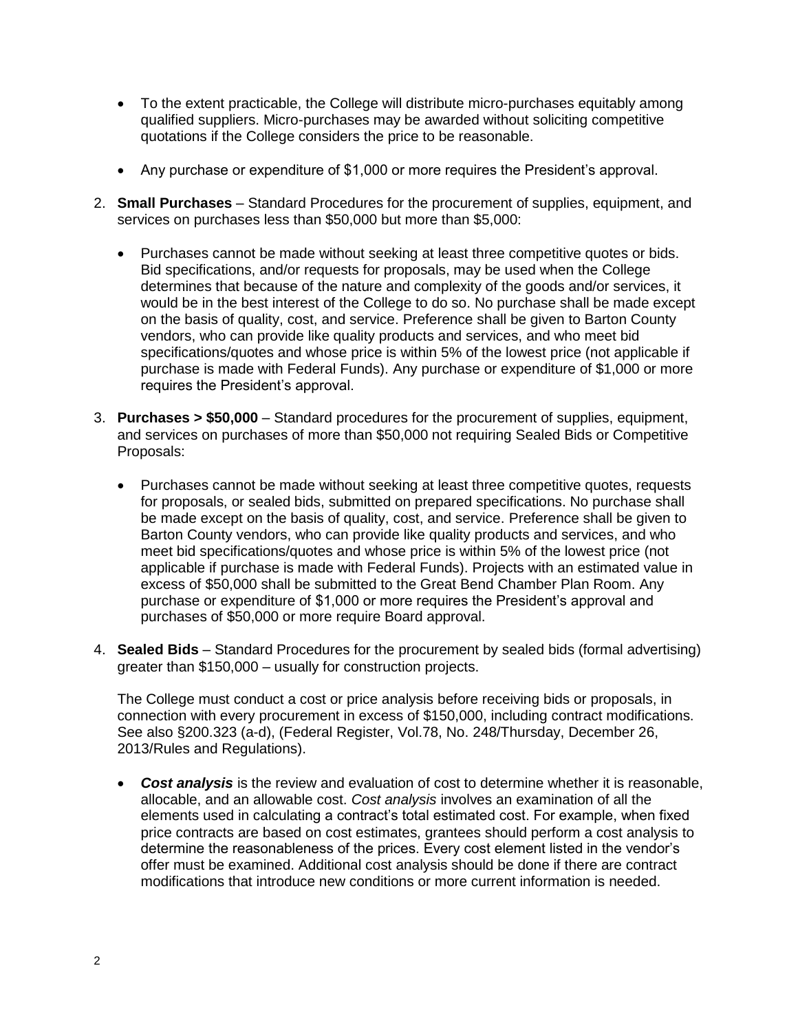- To the extent practicable, the College will distribute micro-purchases equitably among qualified suppliers. Micro-purchases may be awarded without soliciting competitive quotations if the College considers the price to be reasonable.

- Any purchase or expenditure of $1,000 or more requires the President's approval.

2. **Small Purchases** – Standard Procedures for the procurement of supplies, equipment, and services on purchases less than $50,000 but more than $5,000:

    - Purchases cannot be made without seeking at least three competitive quotes or bids. Bid specifications, and/or requests for proposals, may be used when the College determines that because of the nature and complexity of the goods and/or services, it would be in the best interest of the College to do so. No purchase shall be made except on the basis of quality, cost, and service. Preference shall be given to Barton County vendors, who can provide like quality products and services, and who meet bid specifications/quotes and whose price is within 5% of the lowest price (not applicable if purchase is made with Federal Funds). Any purchase or expenditure of $1,000 or more requires the President's approval.

3. **Purchases > $50,000** – Standard procedures for the procurement of supplies, equipment, and services on purchases of more than $50,000 not requiring Sealed Bids or Competitive Proposals:

    - Purchases cannot be made without seeking at least three competitive quotes, requests for proposals, or sealed bids, submitted on prepared specifications. No purchase shall be made except on the basis of quality, cost, and service. Preference shall be given to Barton County vendors, who can provide like quality products and services, and who meet bid specifications/quotes and whose price is within 5% of the lowest price (not applicable if purchase is made with Federal Funds). Projects with an estimated value in excess of $50,000 shall be submitted to the Great Bend Chamber Plan Room. Any purchase or expenditure of $1,000 or more requires the President's approval and purchases of $50,000 or more require Board approval.

4. **Sealed Bids** – Standard Procedures for the procurement by sealed bids (formal advertising) greater than $150,000 – usually for construction projects.

    The College must conduct a cost or price analysis before receiving bids or proposals, in connection with every procurement in excess of $150,000, including contract modifications. See also §200.323 (a-d), (Federal Register, Vol.78, No. 248/Thursday, December 26, 2013/Rules and Regulations).

    - ***Cost analysis*** is the review and evaluation of cost to determine whether it is reasonable, allocable, and an allowable cost. *Cost analysis* involves an examination of all the elements used in calculating a contract's total estimated cost. For example, when fixed price contracts are based on cost estimates, grantees should perform a cost analysis to determine the reasonableness of the prices. Every cost element listed in the vendor's offer must be examined. Additional cost analysis should be done if there are contract modifications that introduce new conditions or more current information is needed.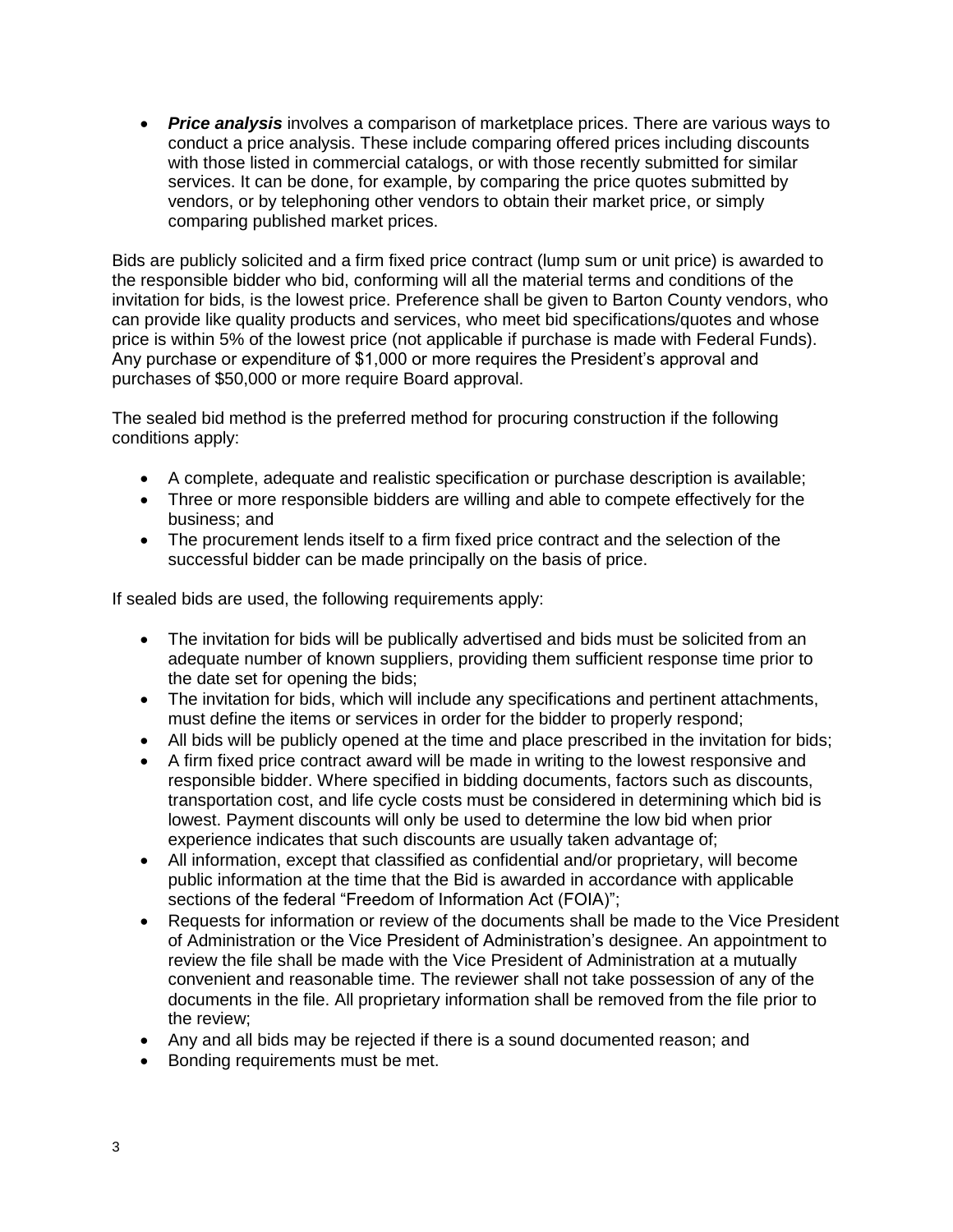- ***Price analysis*** involves a comparison of marketplace prices. There are various ways to conduct a price analysis. These include comparing offered prices including discounts with those listed in commercial catalogs, or with those recently submitted for similar services. It can be done, for example, by comparing the price quotes submitted by vendors, or by telephoning other vendors to obtain their market price, or simply comparing published market prices.

Bids are publicly solicited and a firm fixed price contract (lump sum or unit price) is awarded to the responsible bidder who bid, conforming will all the material terms and conditions of the invitation for bids, is the lowest price. Preference shall be given to Barton County vendors, who can provide like quality products and services, who meet bid specifications/quotes and whose price is within 5% of the lowest price (not applicable if purchase is made with Federal Funds). Any purchase or expenditure of $1,000 or more requires the President's approval and purchases of $50,000 or more require Board approval.

The sealed bid method is the preferred method for procuring construction if the following conditions apply:

- A complete, adequate and realistic specification or purchase description is available;
- Three or more responsible bidders are willing and able to compete effectively for the business; and
- The procurement lends itself to a firm fixed price contract and the selection of the successful bidder can be made principally on the basis of price.

If sealed bids are used, the following requirements apply:

- The invitation for bids will be publically advertised and bids must be solicited from an adequate number of known suppliers, providing them sufficient response time prior to the date set for opening the bids;
- The invitation for bids, which will include any specifications and pertinent attachments, must define the items or services in order for the bidder to properly respond;
- All bids will be publicly opened at the time and place prescribed in the invitation for bids;
- A firm fixed price contract award will be made in writing to the lowest responsive and responsible bidder. Where specified in bidding documents, factors such as discounts, transportation cost, and life cycle costs must be considered in determining which bid is lowest. Payment discounts will only be used to determine the low bid when prior experience indicates that such discounts are usually taken advantage of;
- All information, except that classified as confidential and/or proprietary, will become public information at the time that the Bid is awarded in accordance with applicable sections of the federal "Freedom of Information Act (FOIA)";
- Requests for information or review of the documents shall be made to the Vice President of Administration or the Vice President of Administration's designee. An appointment to review the file shall be made with the Vice President of Administration at a mutually convenient and reasonable time. The reviewer shall not take possession of any of the documents in the file. All proprietary information shall be removed from the file prior to the review;
- Any and all bids may be rejected if there is a sound documented reason; and
- Bonding requirements must be met.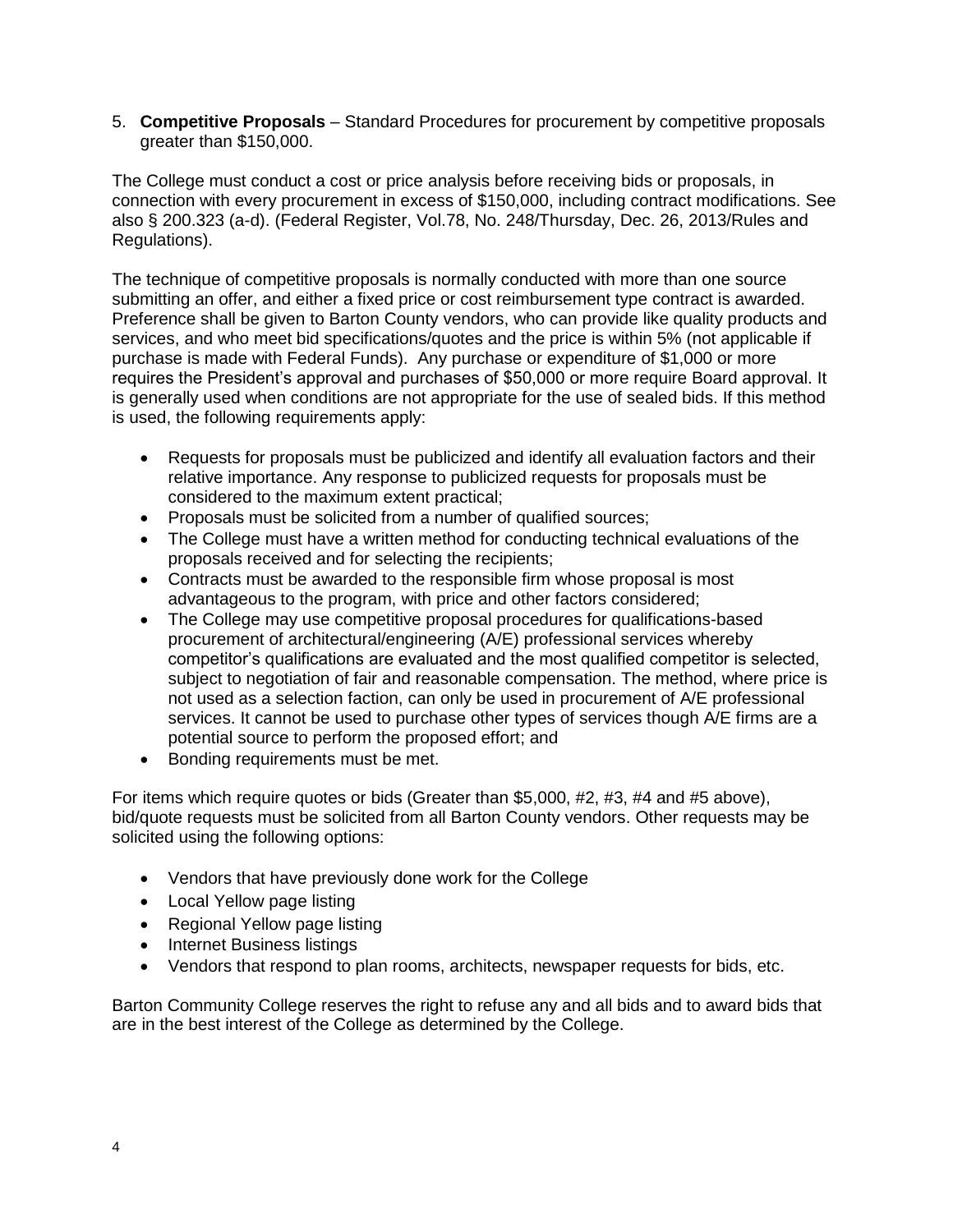5. **Competitive Proposals** – Standard Procedures for procurement by competitive proposals greater than $150,000.

The College must conduct a cost or price analysis before receiving bids or proposals, in connection with every procurement in excess of $150,000, including contract modifications. See also § 200.323 (a-d). (Federal Register, Vol.78, No. 248/Thursday, Dec. 26, 2013/Rules and Regulations).

The technique of competitive proposals is normally conducted with more than one source submitting an offer, and either a fixed price or cost reimbursement type contract is awarded. Preference shall be given to Barton County vendors, who can provide like quality products and services, and who meet bid specifications/quotes and the price is within 5% (not applicable if purchase is made with Federal Funds). Any purchase or expenditure of $1,000 or more requires the President's approval and purchases of $50,000 or more require Board approval. It is generally used when conditions are not appropriate for the use of sealed bids. If this method is used, the following requirements apply:

- Requests for proposals must be publicized and identify all evaluation factors and their relative importance. Any response to publicized requests for proposals must be considered to the maximum extent practical;
- Proposals must be solicited from a number of qualified sources;
- The College must have a written method for conducting technical evaluations of the proposals received and for selecting the recipients;
- Contracts must be awarded to the responsible firm whose proposal is most advantageous to the program, with price and other factors considered;
- The College may use competitive proposal procedures for qualifications-based procurement of architectural/engineering (A/E) professional services whereby competitor's qualifications are evaluated and the most qualified competitor is selected, subject to negotiation of fair and reasonable compensation. The method, where price is not used as a selection faction, can only be used in procurement of A/E professional services. It cannot be used to purchase other types of services though A/E firms are a potential source to perform the proposed effort; and
- Bonding requirements must be met.

For items which require quotes or bids (Greater than $5,000, #2, #3, #4 and #5 above), bid/quote requests must be solicited from all Barton County vendors. Other requests may be solicited using the following options:

- Vendors that have previously done work for the College
- Local Yellow page listing
- Regional Yellow page listing
- Internet Business listings
- Vendors that respond to plan rooms, architects, newspaper requests for bids, etc.

Barton Community College reserves the right to refuse any and all bids and to award bids that are in the best interest of the College as determined by the College.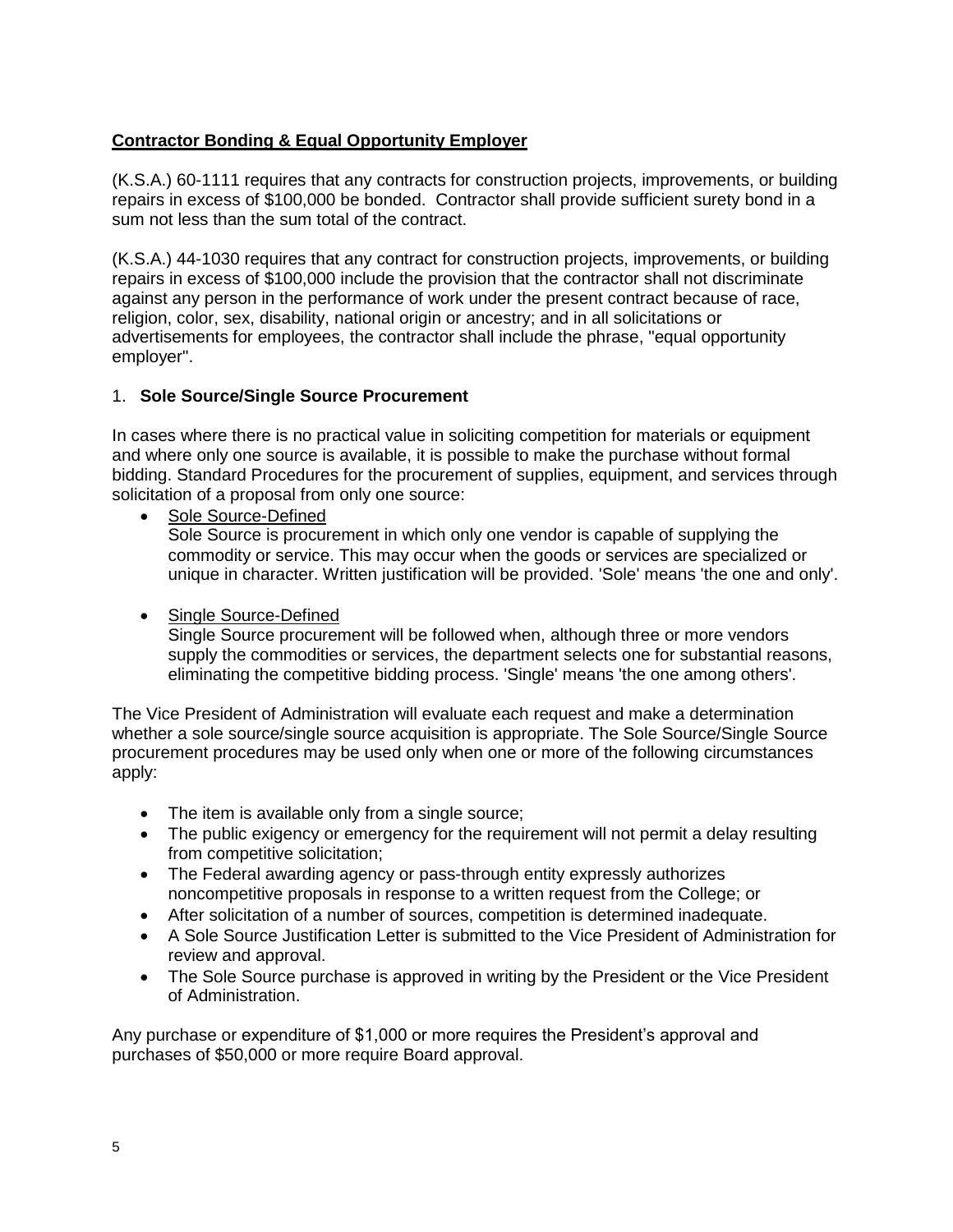**Contractor Bonding & Equal Opportunity Employer**

(K.S.A.) 60-1111 requires that any contracts for construction projects, improvements, or building repairs in excess of $100,000 be bonded. Contractor shall provide sufficient surety bond in a sum not less than the sum total of the contract.

(K.S.A.) 44-1030 requires that any contract for construction projects, improvements, or building repairs in excess of $100,000 include the provision that the contractor shall not discriminate against any person in the performance of work under the present contract because of race, religion, color, sex, disability, national origin or ancestry; and in all solicitations or advertisements for employees, the contractor shall include the phrase, "equal opportunity employer".

1. **Sole Source/Single Source Procurement**

In cases where there is no practical value in soliciting competition for materials or equipment and where only one source is available, it is possible to make the purchase without formal bidding. Standard Procedures for the procurement of supplies, equipment, and services through solicitation of a proposal from only one source:

- Sole Source-Defined
  Sole Source is procurement in which only one vendor is capable of supplying the commodity or service. This may occur when the goods or services are specialized or unique in character. Written justification will be provided. 'Sole' means 'the one and only'.

- Single Source-Defined
  Single Source procurement will be followed when, although three or more vendors supply the commodities or services, the department selects one for substantial reasons, eliminating the competitive bidding process. 'Single' means 'the one among others'.

The Vice President of Administration will evaluate each request and make a determination whether a sole source/single source acquisition is appropriate. The Sole Source/Single Source procurement procedures may be used only when one or more of the following circumstances apply:

- The item is available only from a single source;
- The public exigency or emergency for the requirement will not permit a delay resulting from competitive solicitation;
- The Federal awarding agency or pass-through entity expressly authorizes noncompetitive proposals in response to a written request from the College; or
- After solicitation of a number of sources, competition is determined inadequate.
- A Sole Source Justification Letter is submitted to the Vice President of Administration for review and approval.
- The Sole Source purchase is approved in writing by the President or the Vice President of Administration.

Any purchase or expenditure of $1,000 or more requires the President's approval and purchases of $50,000 or more require Board approval.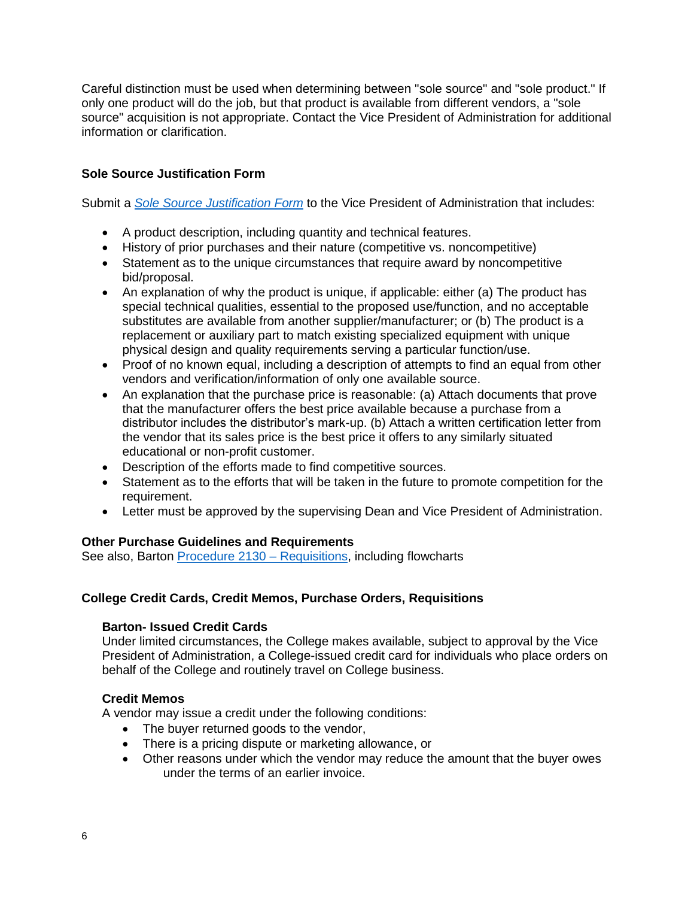Careful distinction must be used when determining between "sole source" and "sole product." If only one product will do the job, but that product is available from different vendors, a "sole source" acquisition is not appropriate. Contact the Vice President of Administration for additional information or clarification.

### Sole Source Justification Form

Submit a *Sole Source Justification Form* to the Vice President of Administration that includes:

- A product description, including quantity and technical features.
- History of prior purchases and their nature (competitive vs. noncompetitive)
- Statement as to the unique circumstances that require award by noncompetitive bid/proposal.
- An explanation of why the product is unique, if applicable: either (a) The product has special technical qualities, essential to the proposed use/function, and no acceptable substitutes are available from another supplier/manufacturer; or (b) The product is a replacement or auxiliary part to match existing specialized equipment with unique physical design and quality requirements serving a particular function/use.
- Proof of no known equal, including a description of attempts to find an equal from other vendors and verification/information of only one available source.
- An explanation that the purchase price is reasonable: (a) Attach documents that prove that the manufacturer offers the best price available because a purchase from a distributor includes the distributor's mark-up. (b) Attach a written certification letter from the vendor that its sales price is the best price it offers to any similarly situated educational or non-profit customer.
- Description of the efforts made to find competitive sources.
- Statement as to the efforts that will be taken in the future to promote competition for the requirement.
- Letter must be approved by the supervising Dean and Vice President of Administration.

### Other Purchase Guidelines and Requirements

See also, Barton Procedure 2130 – Requisitions, including flowcharts

### College Credit Cards, Credit Memos, Purchase Orders, Requisitions

#### Barton- Issued Credit Cards

Under limited circumstances, the College makes available, subject to approval by the Vice President of Administration, a College-issued credit card for individuals who place orders on behalf of the College and routinely travel on College business.

#### Credit Memos

A vendor may issue a credit under the following conditions:

- The buyer returned goods to the vendor,
- There is a pricing dispute or marketing allowance, or
- Other reasons under which the vendor may reduce the amount that the buyer owes under the terms of an earlier invoice.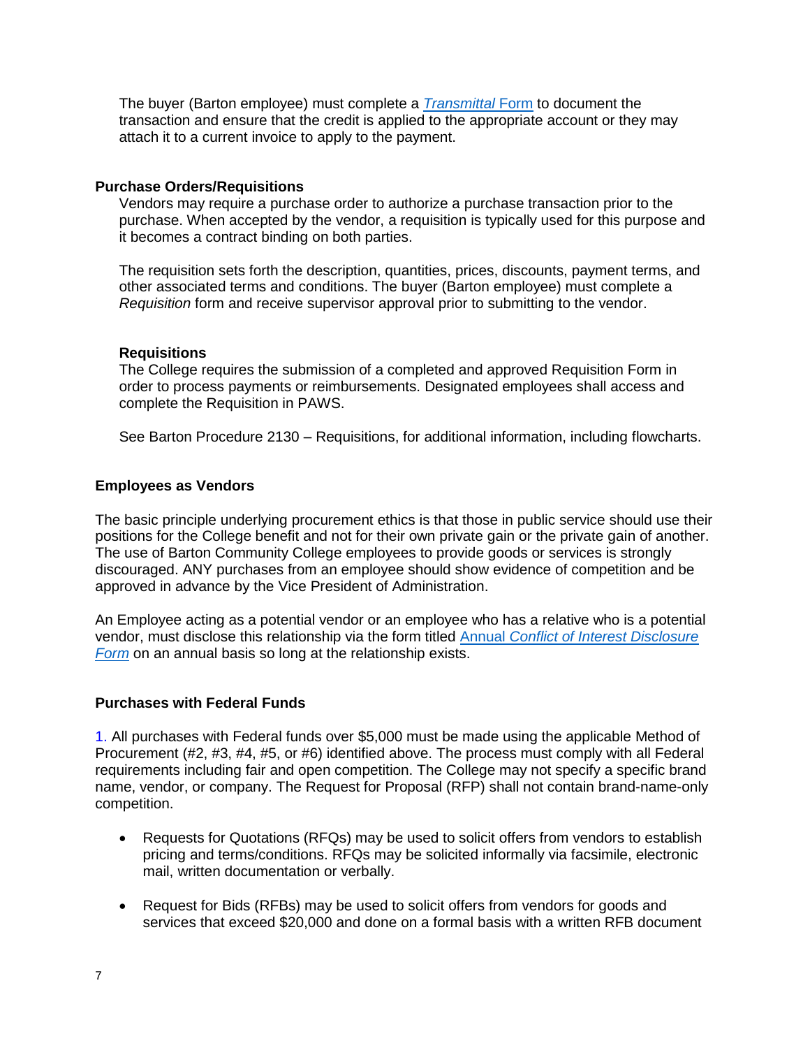The buyer (Barton employee) must complete a [*Transmittal* Form] to document the transaction and ensure that the credit is applied to the appropriate account or they may attach it to a current invoice to apply to the payment.

**Purchase Orders/Requisitions**

Vendors may require a purchase order to authorize a purchase transaction prior to the purchase. When accepted by the vendor, a requisition is typically used for this purpose and it becomes a contract binding on both parties.

The requisition sets forth the description, quantities, prices, discounts, payment terms, and other associated terms and conditions. The buyer (Barton employee) must complete a *Requisition* form and receive supervisor approval prior to submitting to the vendor.

**Requisitions**

The College requires the submission of a completed and approved Requisition Form in order to process payments or reimbursements. Designated employees shall access and complete the Requisition in PAWS.

See Barton Procedure 2130 – Requisitions, for additional information, including flowcharts.

**Employees as Vendors**

The basic principle underlying procurement ethics is that those in public service should use their positions for the College benefit and not for their own private gain or the private gain of another. The use of Barton Community College employees to provide goods or services is strongly discouraged. ANY purchases from an employee should show evidence of competition and be approved in advance by the Vice President of Administration.

An Employee acting as a potential vendor or an employee who has a relative who is a potential vendor, must disclose this relationship via the form titled Annual *Conflict of Interest Disclosure Form* on an annual basis so long at the relationship exists.

**Purchases with Federal Funds**

1. All purchases with Federal funds over $5,000 must be made using the applicable Method of Procurement (#2, #3, #4, #5, or #6) identified above. The process must comply with all Federal requirements including fair and open competition. The College may not specify a specific brand name, vendor, or company. The Request for Proposal (RFP) shall not contain brand-name-only competition.

- Requests for Quotations (RFQs) may be used to solicit offers from vendors to establish pricing and terms/conditions. RFQs may be solicited informally via facsimile, electronic mail, written documentation or verbally.
- Request for Bids (RFBs) may be used to solicit offers from vendors for goods and services that exceed $20,000 and done on a formal basis with a written RFB document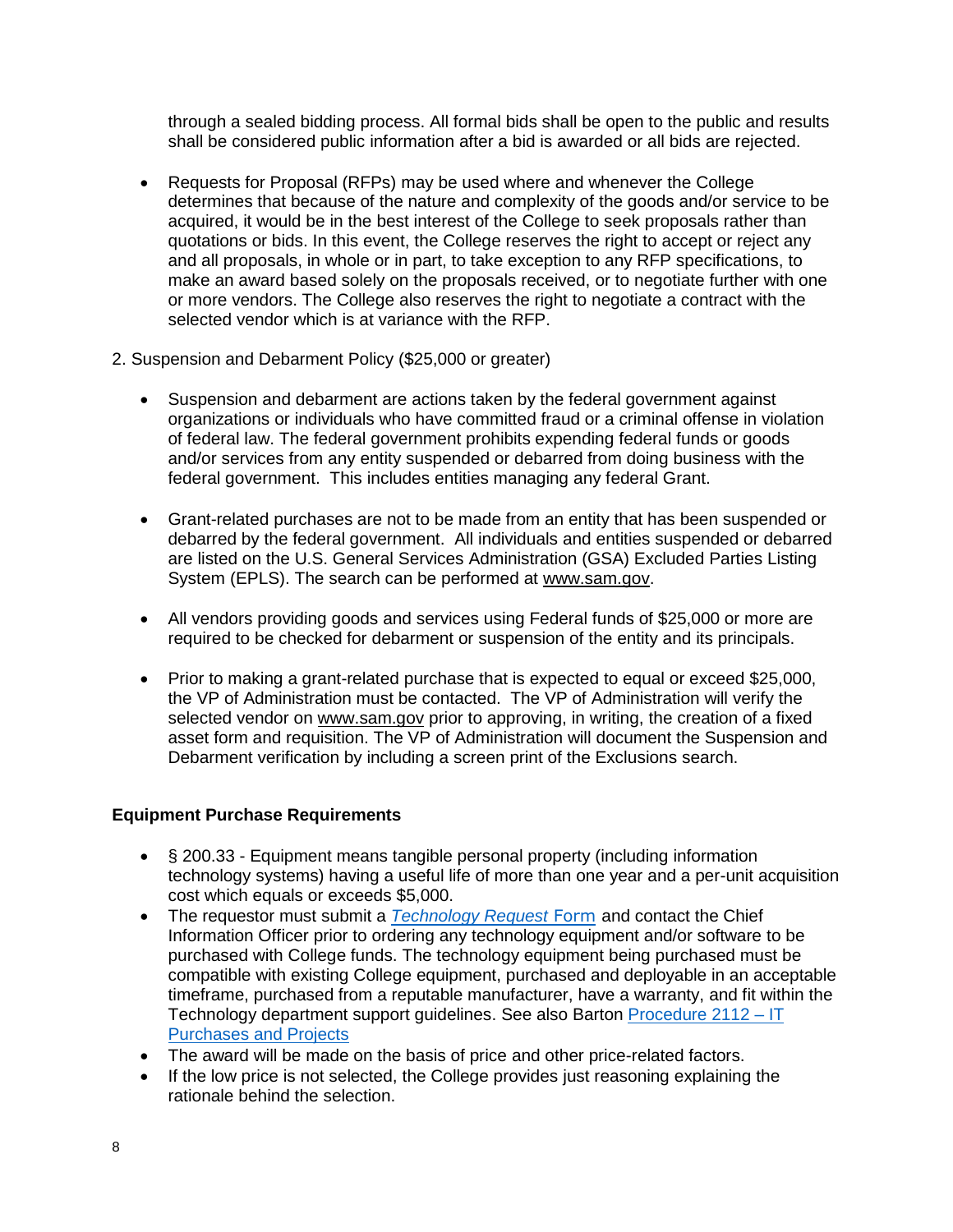through a sealed bidding process. All formal bids shall be open to the public and results shall be considered public information after a bid is awarded or all bids are rejected.

- Requests for Proposal (RFPs) may be used where and whenever the College determines that because of the nature and complexity of the goods and/or service to be acquired, it would be in the best interest of the College to seek proposals rather than quotations or bids. In this event, the College reserves the right to accept or reject any and all proposals, in whole or in part, to take exception to any RFP specifications, to make an award based solely on the proposals received, or to negotiate further with one or more vendors. The College also reserves the right to negotiate a contract with the selected vendor which is at variance with the RFP.

2. Suspension and Debarment Policy ($25,000 or greater)

- Suspension and debarment are actions taken by the federal government against organizations or individuals who have committed fraud or a criminal offense in violation of federal law. The federal government prohibits expending federal funds or goods and/or services from any entity suspended or debarred from doing business with the federal government. This includes entities managing any federal Grant.

- Grant-related purchases are not to be made from an entity that has been suspended or debarred by the federal government. All individuals and entities suspended or debarred are listed on the U.S. General Services Administration (GSA) Excluded Parties Listing System (EPLS). The search can be performed at www.sam.gov.

- All vendors providing goods and services using Federal funds of $25,000 or more are required to be checked for debarment or suspension of the entity and its principals.

- Prior to making a grant-related purchase that is expected to equal or exceed $25,000, the VP of Administration must be contacted. The VP of Administration will verify the selected vendor on www.sam.gov prior to approving, in writing, the creation of a fixed asset form and requisition. The VP of Administration will document the Suspension and Debarment verification by including a screen print of the Exclusions search.

**Equipment Purchase Requirements**

- § 200.33 - Equipment means tangible personal property (including information technology systems) having a useful life of more than one year and a per-unit acquisition cost which equals or exceeds $5,000.
- The requestor must submit a *Technology Request* Form and contact the Chief Information Officer prior to ordering any technology equipment and/or software to be purchased with College funds. The technology equipment being purchased must be compatible with existing College equipment, purchased and deployable in an acceptable timeframe, purchased from a reputable manufacturer, have a warranty, and fit within the Technology department support guidelines. See also Barton Procedure 2112 – IT Purchases and Projects
- The award will be made on the basis of price and other price-related factors.
- If the low price is not selected, the College provides just reasoning explaining the rationale behind the selection.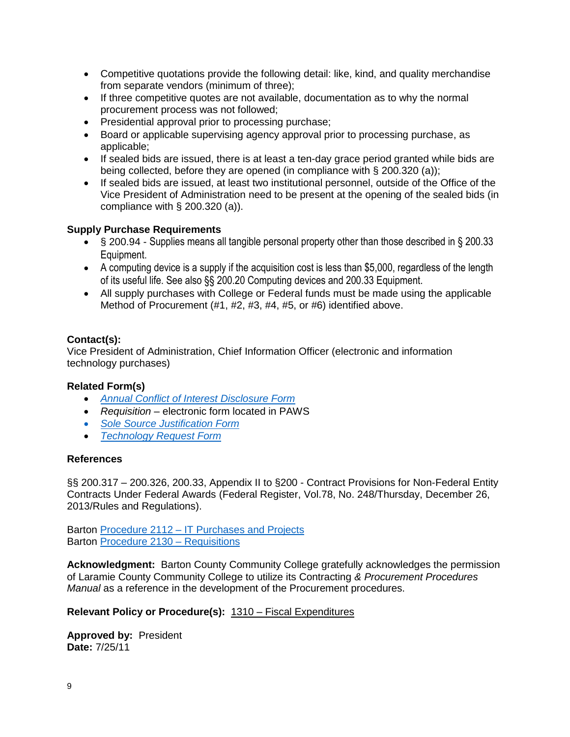- Competitive quotations provide the following detail: like, kind, and quality merchandise from separate vendors (minimum of three);
- If three competitive quotes are not available, documentation as to why the normal procurement process was not followed;
- Presidential approval prior to processing purchase;
- Board or applicable supervising agency approval prior to processing purchase, as applicable;
- If sealed bids are issued, there is at least a ten-day grace period granted while bids are being collected, before they are opened (in compliance with § 200.320 (a));
- If sealed bids are issued, at least two institutional personnel, outside of the Office of the Vice President of Administration need to be present at the opening of the sealed bids (in compliance with § 200.320 (a)).

**Supply Purchase Requirements**

- § 200.94 - Supplies means all tangible personal property other than those described in § 200.33 Equipment.
- A computing device is a supply if the acquisition cost is less than $5,000, regardless of the length of its useful life. See also §§ 200.20 Computing devices and 200.33 Equipment.
- All supply purchases with College or Federal funds must be made using the applicable Method of Procurement (#1, #2, #3, #4, #5, or #6) identified above.

**Contact(s):**
Vice President of Administration, Chief Information Officer (electronic and information technology purchases)

**Related Form(s)**

- *Annual Conflict of Interest Disclosure Form*
- *Requisition* – electronic form located in PAWS
- *Sole Source Justification Form*
- *Technology Request Form*

**References**

§§ 200.317 – 200.326, 200.33, Appendix II to §200 - Contract Provisions for Non-Federal Entity Contracts Under Federal Awards (Federal Register, Vol.78, No. 248/Thursday, December 26, 2013/Rules and Regulations).

Barton Procedure 2112 – IT Purchases and Projects
Barton Procedure 2130 – Requisitions

**Acknowledgment:** Barton County Community College gratefully acknowledges the permission of Laramie County Community College to utilize its Contracting *& Procurement Procedures Manual* as a reference in the development of the Procurement procedures.

**Relevant Policy or Procedure(s):** 1310 – Fiscal Expenditures

**Approved by:** President
**Date:** 7/25/11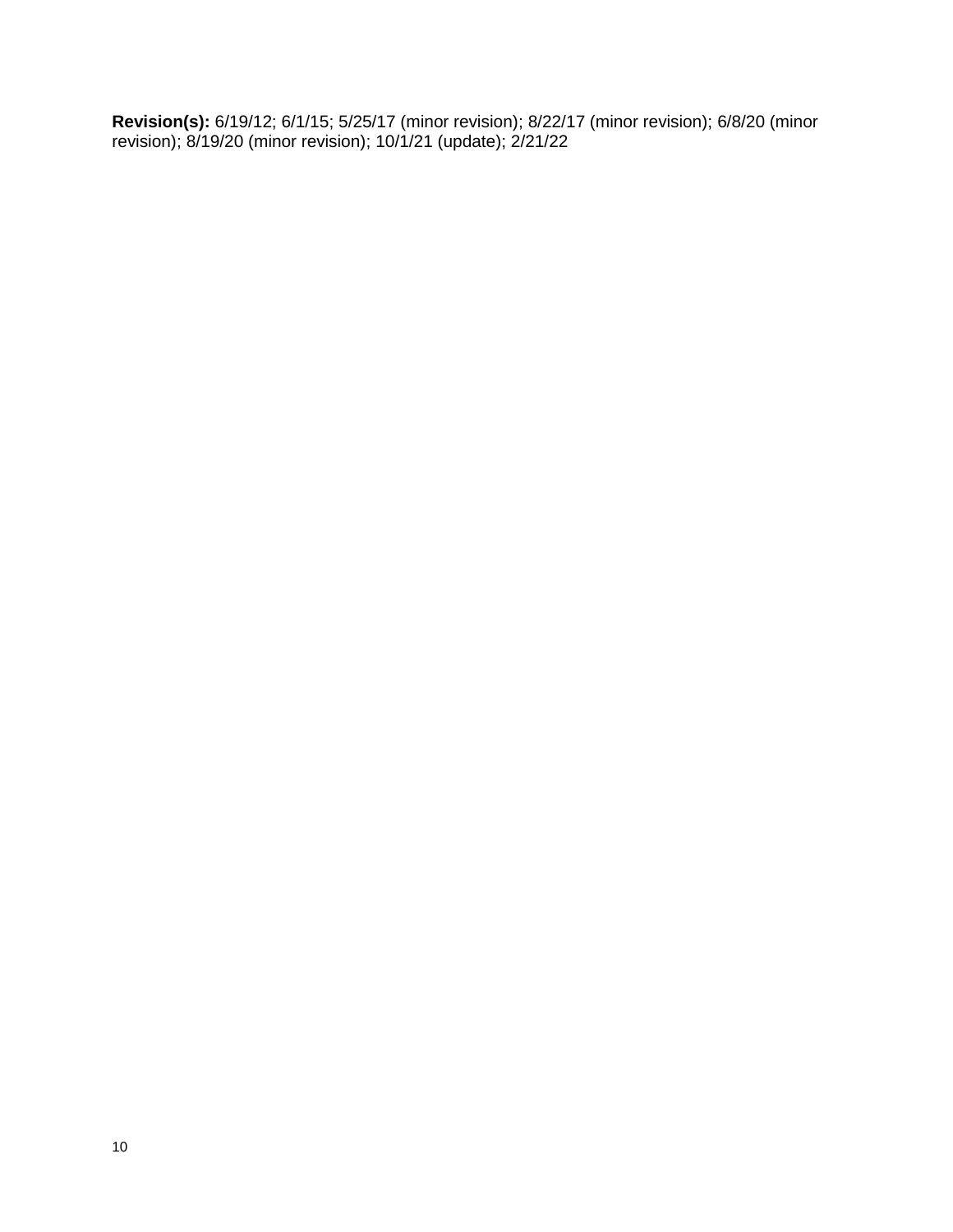**Revision(s):** 6/19/12; 6/1/15; 5/25/17 (minor revision); 8/22/17 (minor revision); 6/8/20 (minor revision); 8/19/20 (minor revision); 10/1/21 (update); 2/21/22